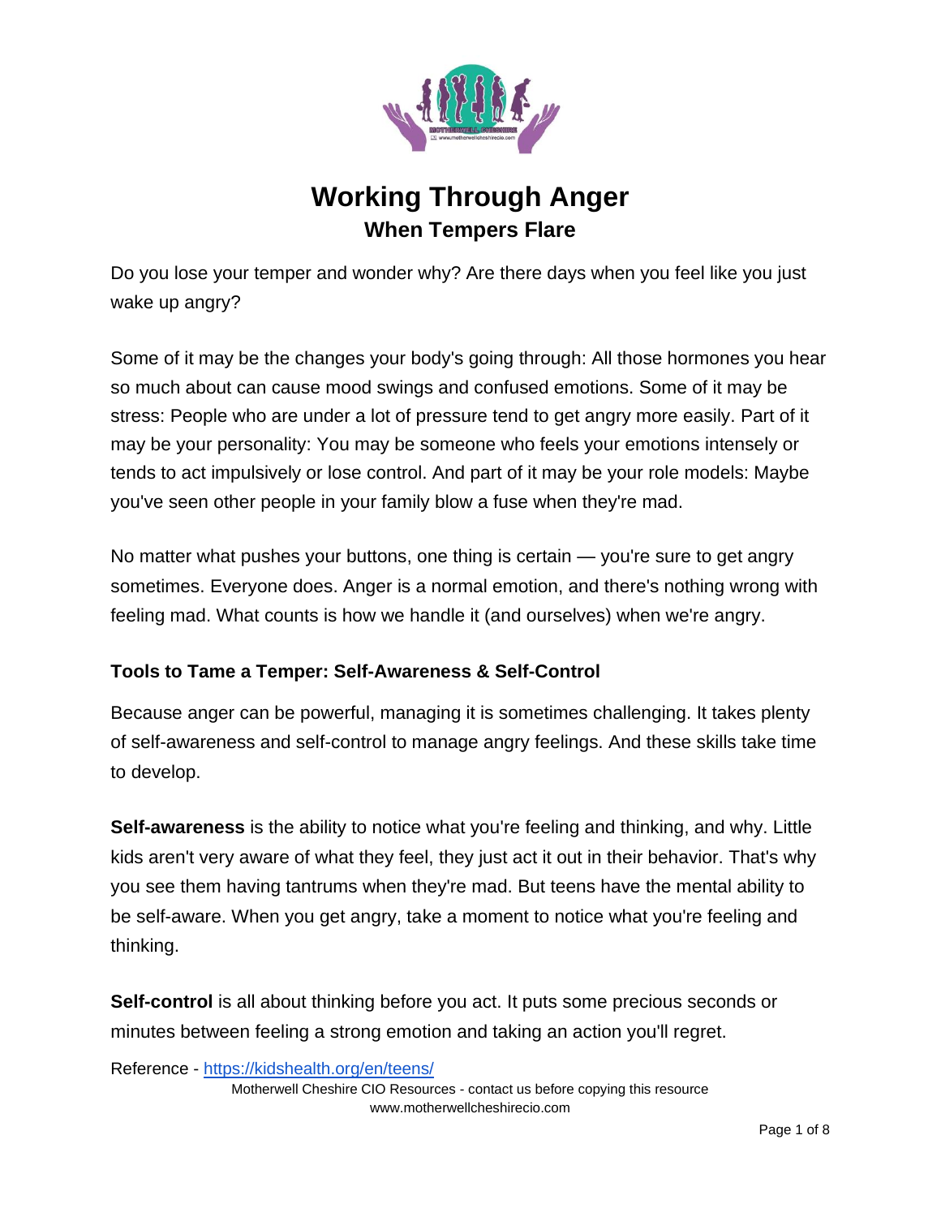# Working Through Anger

## When Tempers Flare

Do you lose your temper and wonder why? Are there days when you feel like you just wake up angry?

Some of it may be the changes your body's going through: All those hormones you hear so much about can cause mood swings and confused emotions. Some of it may be stress: People who are under a lot of pressure tend to get angry more easily. Part of it may be your personality: You may be someone who feels your emotions intensely or tends to act impulsively or lose control. And part of it may be your role models: Maybe you've seen other people in your family blow a fuse when they're mad.

No matter what pushes your buttons, one thing is certain — you're sure to get angry sometimes. Everyone does. Anger is a normal emotion, and there's nothing wrong with feeling mad. What counts is how we handle it (and ourselves) when we're angry.

### Tools to Tame a Temper: Self-Awareness & Self-Control

Because anger can be powerful, managing it is sometimes challenging. It takes plenty of self-awareness and self-control to manage angry feelings. And these skills take time to develop.

**Self-awareness** is the ability to notice what you're feeling and thinking, and why. Little kids aren't very aware of what they feel, they just act it out in their behavior. That's why you see them having tantrums when they're mad. But teens have the mental ability to be self-aware. When you get angry, take a moment to notice what you're feeling and thinking.

**Self-control** is all about thinking before you act. It puts some precious seconds or minutes between feeling a strong emotion and taking an action you'll regret.

Reference - https://kidshealth.org/en/teens/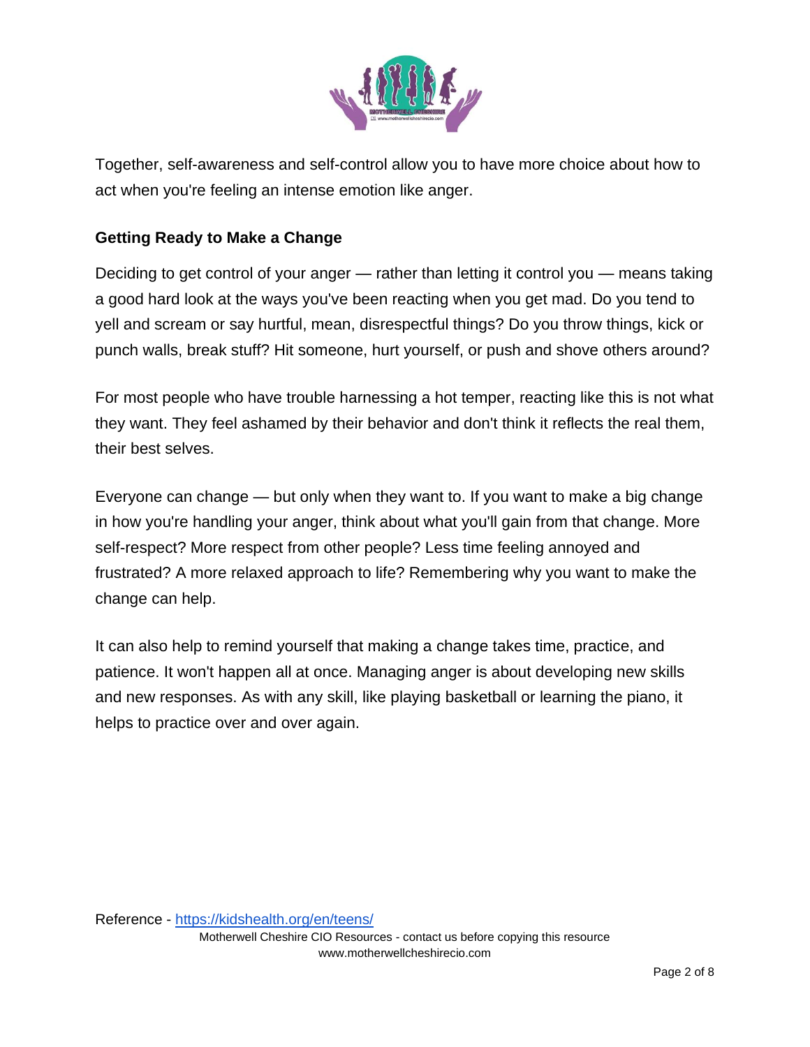Together, self-awareness and self-control allow you to have more choice about how to act when you're feeling an intense emotion like anger.

## Getting Ready to Make a Change

Deciding to get control of your anger — rather than letting it control you — means taking a good hard look at the ways you've been reacting when you get mad. Do you tend to yell and scream or say hurtful, mean, disrespectful things? Do you throw things, kick or punch walls, break stuff? Hit someone, hurt yourself, or push and shove others around?

For most people who have trouble harnessing a hot temper, reacting like this is not what they want. They feel ashamed by their behavior and don't think it reflects the real them, their best selves.

Everyone can change — but only when they want to. If you want to make a big change in how you're handling your anger, think about what you'll gain from that change. More self-respect? More respect from other people? Less time feeling annoyed and frustrated? A more relaxed approach to life? Remembering why you want to make the change can help.

It can also help to remind yourself that making a change takes time, practice, and patience. It won't happen all at once. Managing anger is about developing new skills and new responses. As with any skill, like playing basketball or learning the piano, it helps to practice over and over again.

Reference - https://kidshealth.org/en/teens/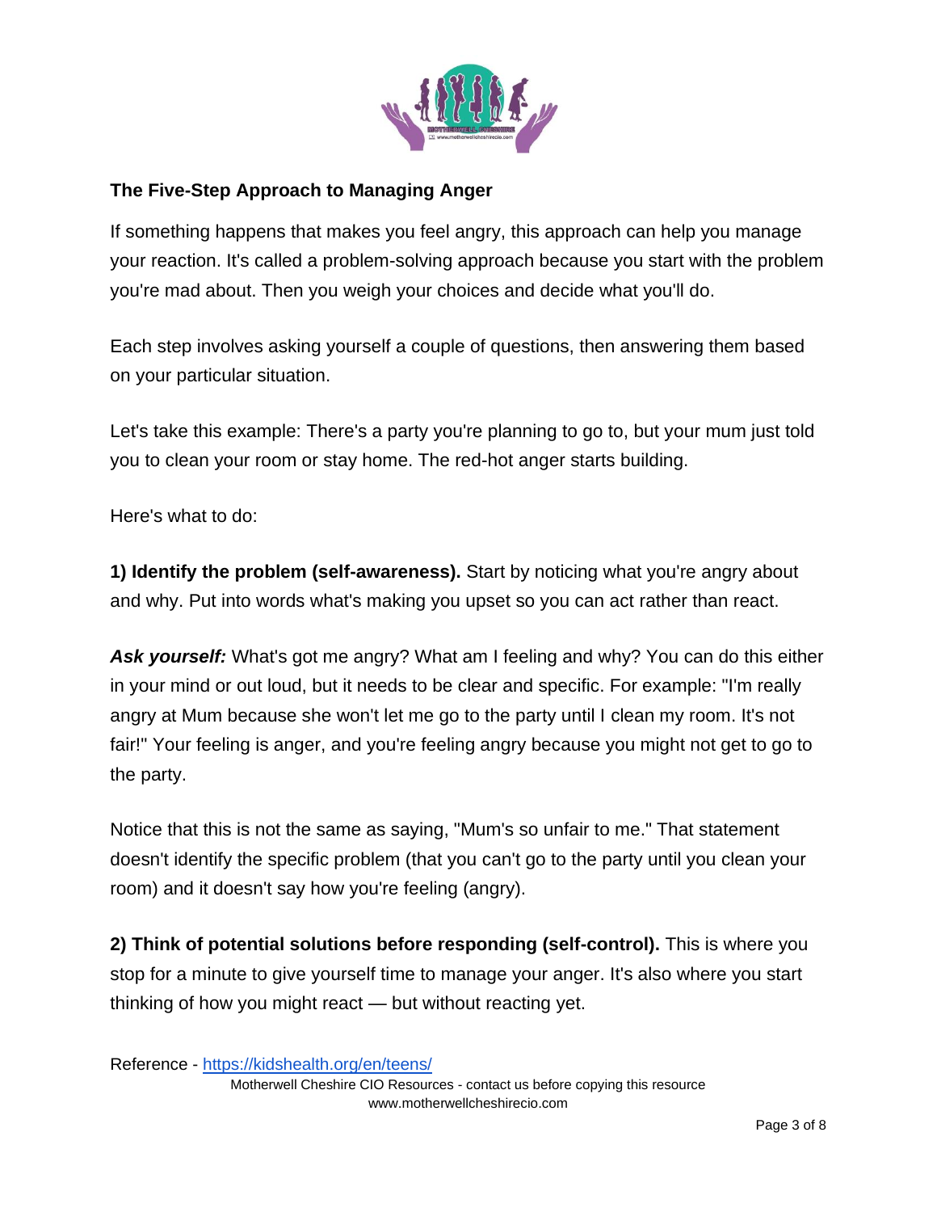## The Five-Step Approach to Managing Anger

If something happens that makes you feel angry, this approach can help you manage your reaction. It's called a problem-solving approach because you start with the problem you're mad about. Then you weigh your choices and decide what you'll do.

Each step involves asking yourself a couple of questions, then answering them based on your particular situation.

Let's take this example: There's a party you're planning to go to, but your mum just told you to clean your room or stay home. The red-hot anger starts building.

Here's what to do:

**1) Identify the problem (self-awareness).** Start by noticing what you're angry about and why. Put into words what's making you upset so you can act rather than react.

***Ask yourself:*** What's got me angry? What am I feeling and why? You can do this either in your mind or out loud, but it needs to be clear and specific. For example: "I'm really angry at Mum because she won't let me go to the party until I clean my room. It's not fair!" Your feeling is anger, and you're feeling angry because you might not get to go to the party.

Notice that this is not the same as saying, "Mum's so unfair to me." That statement doesn't identify the specific problem (that you can't go to the party until you clean your room) and it doesn't say how you're feeling (angry).

**2) Think of potential solutions before responding (self-control).** This is where you stop for a minute to give yourself time to manage your anger. It's also where you start thinking of how you might react — but without reacting yet.

Reference - https://kidshealth.org/en/teens/

Motherwell Cheshire CIO Resources - contact us before copying this resource
www.motherwellcheshirecio.com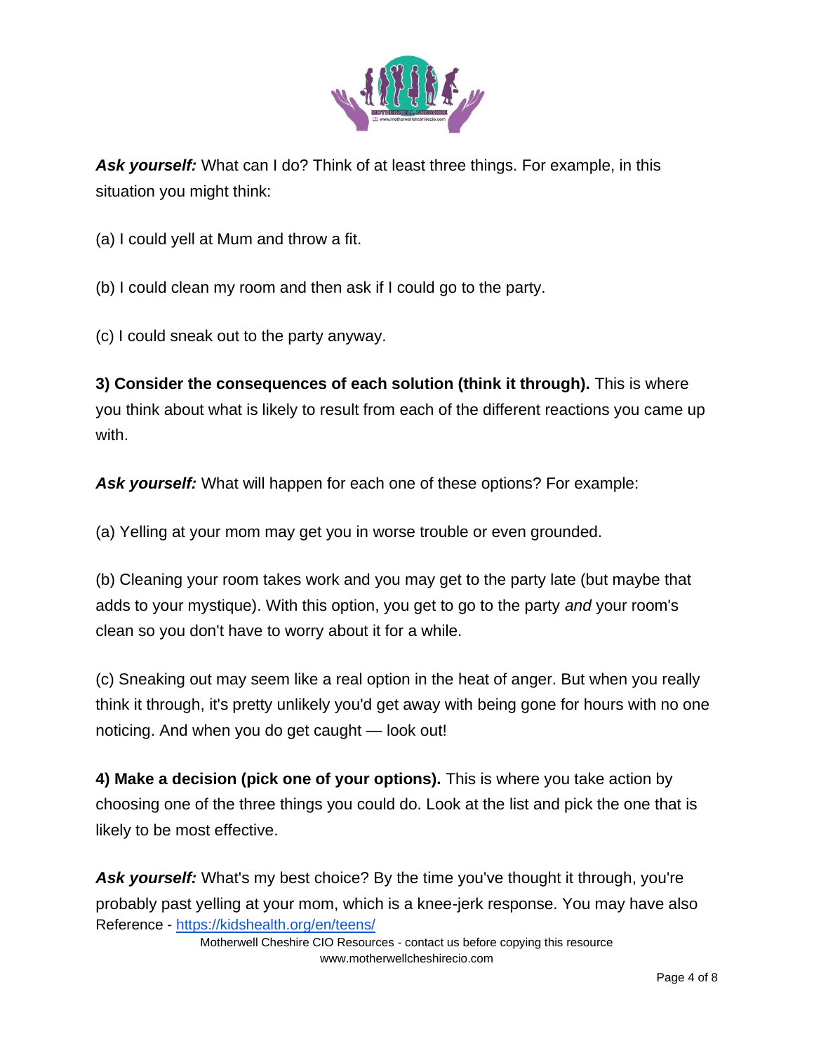***Ask yourself:*** What can I do? Think of at least three things. For example, in this situation you might think:

(a) I could yell at Mum and throw a fit.

(b) I could clean my room and then ask if I could go to the party.

(c) I could sneak out to the party anyway.

**3) Consider the consequences of each solution (think it through).** This is where you think about what is likely to result from each of the different reactions you came up with.

***Ask yourself:*** What will happen for each one of these options? For example:

(a) Yelling at your mom may get you in worse trouble or even grounded.

(b) Cleaning your room takes work and you may get to the party late (but maybe that adds to your mystique). With this option, you get to go to the party *and* your room's clean so you don't have to worry about it for a while.

(c) Sneaking out may seem like a real option in the heat of anger. But when you really think it through, it's pretty unlikely you'd get away with being gone for hours with no one noticing. And when you do get caught — look out!

**4) Make a decision (pick one of your options).** This is where you take action by choosing one of the three things you could do. Look at the list and pick the one that is likely to be most effective.

***Ask yourself:*** What's my best choice? By the time you've thought it through, you're probably past yelling at your mom, which is a knee-jerk response. You may have also

Reference - https://kidshealth.org/en/teens/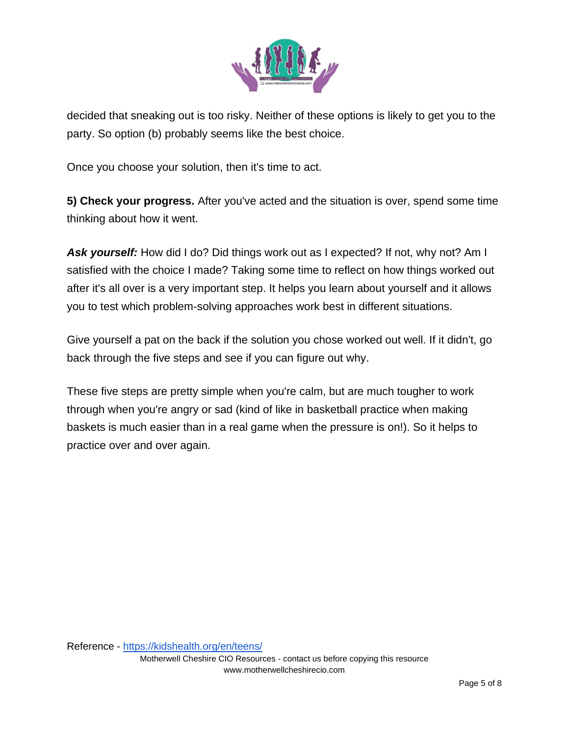decided that sneaking out is too risky. Neither of these options is likely to get you to the party. So option (b) probably seems like the best choice.

Once you choose your solution, then it's time to act.

**5) Check your progress.** After you've acted and the situation is over, spend some time thinking about how it went.

***Ask yourself:*** How did I do? Did things work out as I expected? If not, why not? Am I satisfied with the choice I made? Taking some time to reflect on how things worked out after it's all over is a very important step. It helps you learn about yourself and it allows you to test which problem-solving approaches work best in different situations.

Give yourself a pat on the back if the solution you chose worked out well. If it didn't, go back through the five steps and see if you can figure out why.

These five steps are pretty simple when you're calm, but are much tougher to work through when you're angry or sad (kind of like in basketball practice when making baskets is much easier than in a real game when the pressure is on!). So it helps to practice over and over again.

Reference - [https://kidshealth.org/en/teens/](https://kidshealth.org/en/teens/)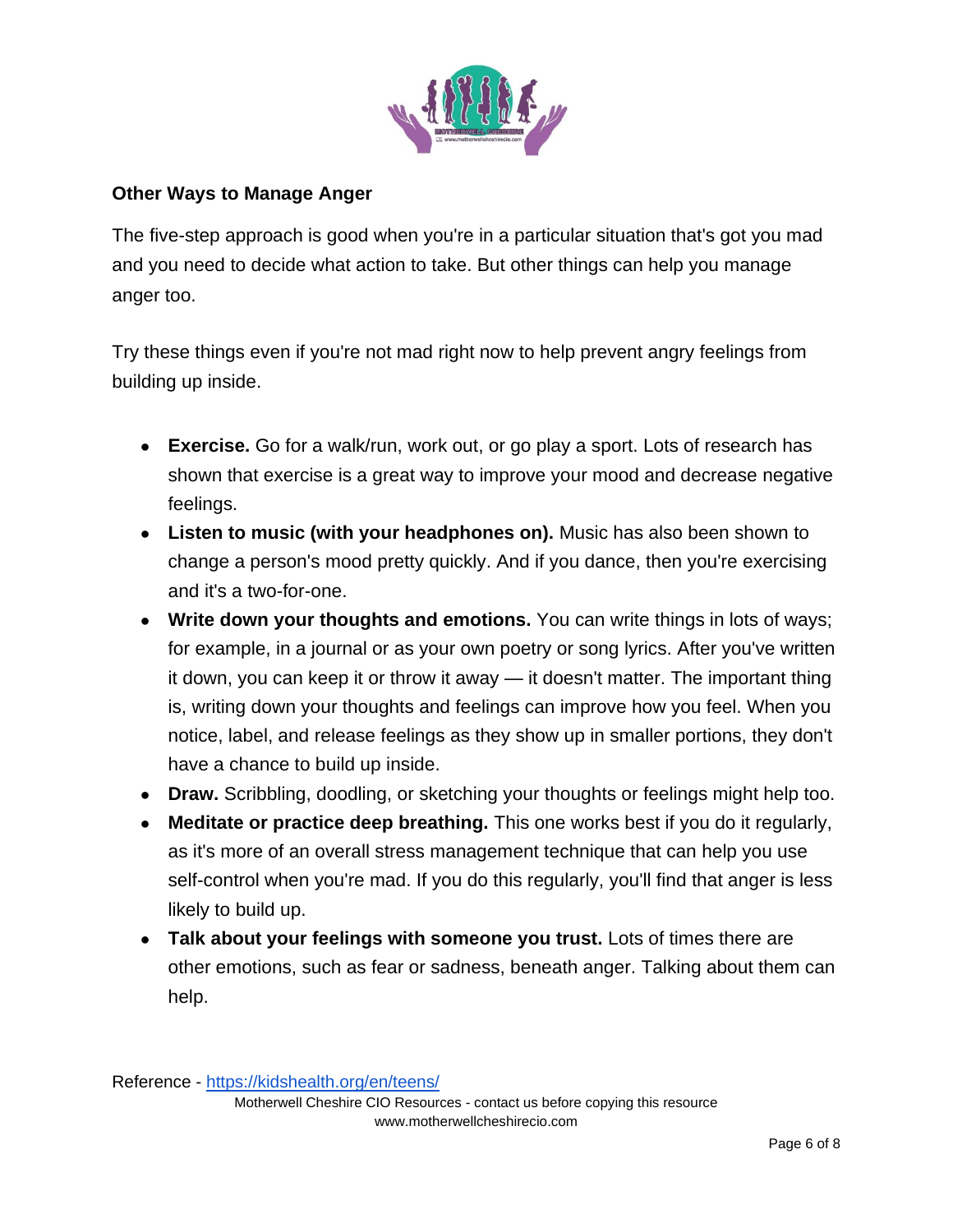## Other Ways to Manage Anger

The five-step approach is good when you're in a particular situation that's got you mad and you need to decide what action to take. But other things can help you manage anger too.

Try these things even if you're not mad right now to help prevent angry feelings from building up inside.

- **Exercise.** Go for a walk/run, work out, or go play a sport. Lots of research has shown that exercise is a great way to improve your mood and decrease negative feelings.
- **Listen to music (with your headphones on).** Music has also been shown to change a person's mood pretty quickly. And if you dance, then you're exercising and it's a two-for-one.
- **Write down your thoughts and emotions.** You can write things in lots of ways; for example, in a journal or as your own poetry or song lyrics. After you've written it down, you can keep it or throw it away — it doesn't matter. The important thing is, writing down your thoughts and feelings can improve how you feel. When you notice, label, and release feelings as they show up in smaller portions, they don't have a chance to build up inside.
- **Draw.** Scribbling, doodling, or sketching your thoughts or feelings might help too.
- **Meditate or practice deep breathing.** This one works best if you do it regularly, as it's more of an overall stress management technique that can help you use self-control when you're mad. If you do this regularly, you'll find that anger is less likely to build up.
- **Talk about your feelings with someone you trust.** Lots of times there are other emotions, such as fear or sadness, beneath anger. Talking about them can help.

Reference - [https://kidshealth.org/en/teens/](https://kidshealth.org/en/teens/)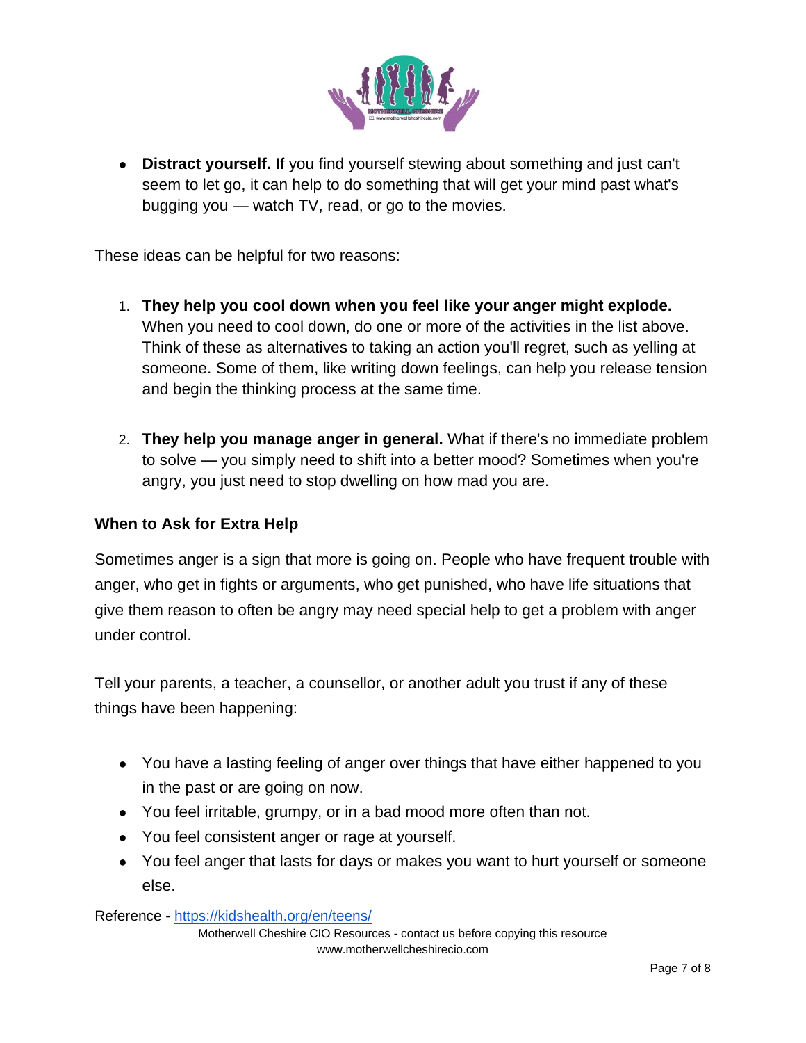- **Distract yourself.** If you find yourself stewing about something and just can't seem to let go, it can help to do something that will get your mind past what's bugging you — watch TV, read, or go to the movies.

These ideas can be helpful for two reasons:

1. **They help you cool down when you feel like your anger might explode.** When you need to cool down, do one or more of the activities in the list above. Think of these as alternatives to taking an action you'll regret, such as yelling at someone. Some of them, like writing down feelings, can help you release tension and begin the thinking process at the same time.

2. **They help you manage anger in general.** What if there's no immediate problem to solve — you simply need to shift into a better mood? Sometimes when you're angry, you just need to stop dwelling on how mad you are.

### When to Ask for Extra Help

Sometimes anger is a sign that more is going on. People who have frequent trouble with anger, who get in fights or arguments, who get punished, who have life situations that give them reason to often be angry may need special help to get a problem with anger under control.

Tell your parents, a teacher, a counsellor, or another adult you trust if any of these things have been happening:

- You have a lasting feeling of anger over things that have either happened to you in the past or are going on now.
- You feel irritable, grumpy, or in a bad mood more often than not.
- You feel consistent anger or rage at yourself.
- You feel anger that lasts for days or makes you want to hurt yourself or someone else.

Reference - [https://kidshealth.org/en/teens/](https://kidshealth.org/en/teens/)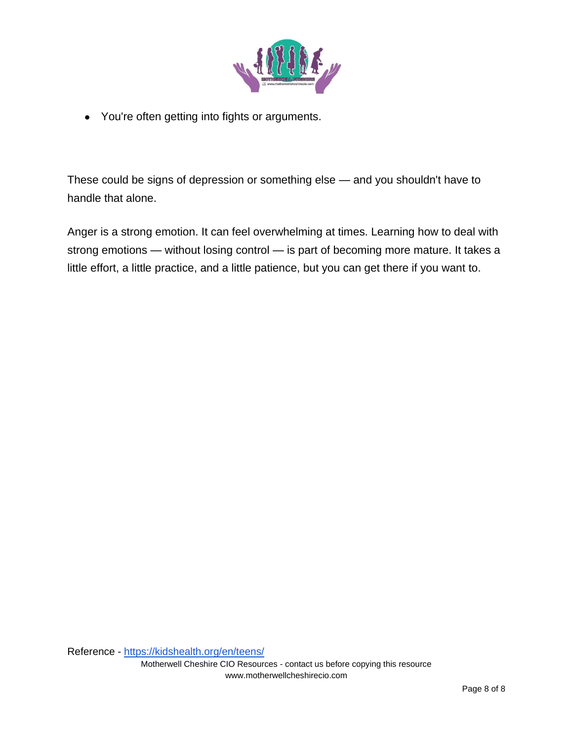- You're often getting into fights or arguments.

These could be signs of depression or something else — and you shouldn't have to handle that alone.

Anger is a strong emotion. It can feel overwhelming at times. Learning how to deal with strong emotions — without losing control — is part of becoming more mature. It takes a little effort, a little practice, and a little patience, but you can get there if you want to.

Reference - [https://kidshealth.org/en/teens/](https://kidshealth.org/en/teens/)